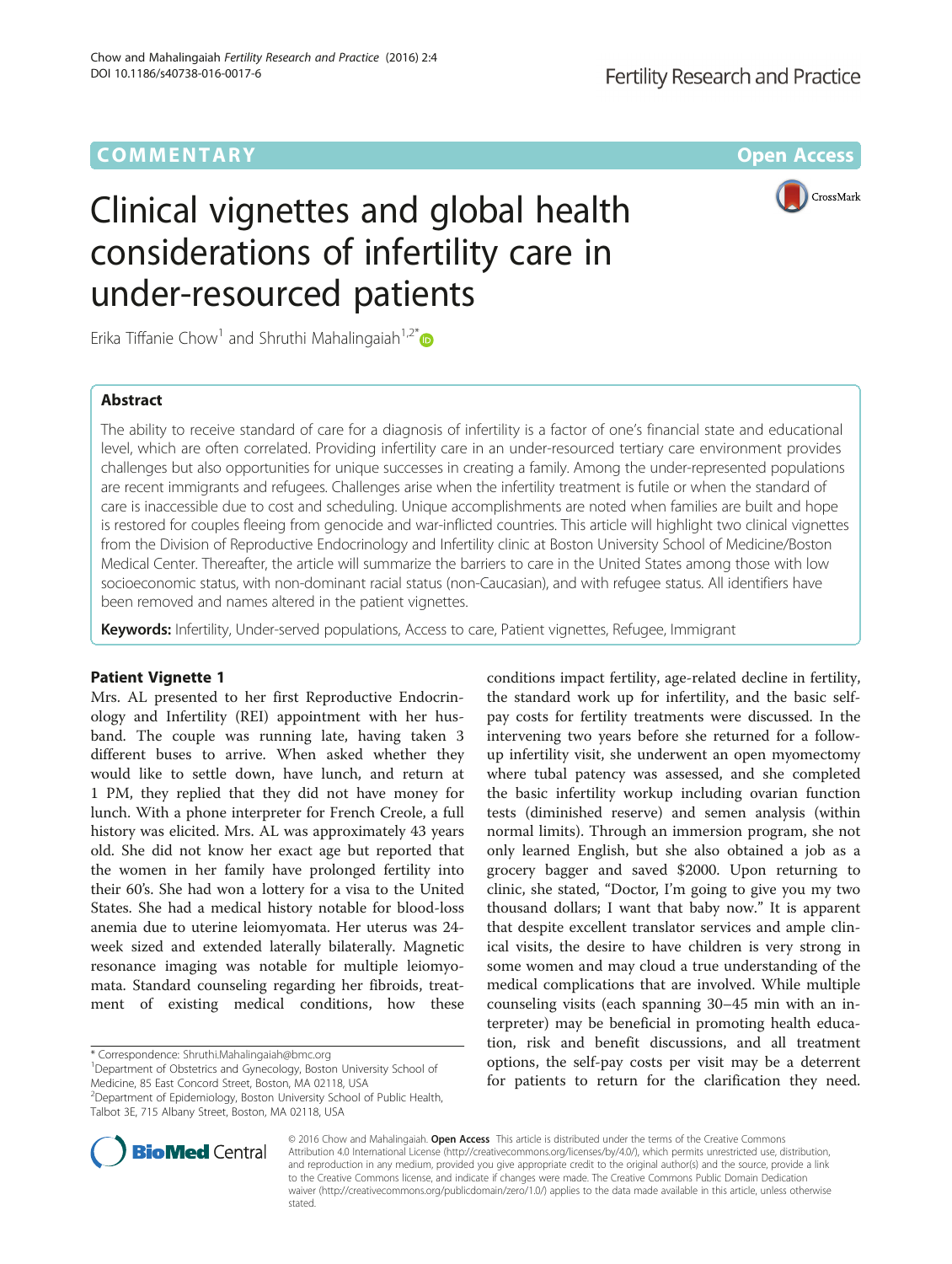## COMMENTARY

**Open Access**

# Clinical vignettes and global health considerations of infertility care in under-resourced patients

Erika Tiffanie Chow[1] and Shruthi Mahalingaiah[1,2*]

## Abstract

The ability to receive standard of care for a diagnosis of infertility is a factor of one's financial state and educational level, which are often correlated. Providing infertility care in an under-resourced tertiary care environment provides challenges but also opportunities for unique successes in creating a family. Among the under-represented populations are recent immigrants and refugees. Challenges arise when the infertility treatment is futile or when the standard of care is inaccessible due to cost and scheduling. Unique accomplishments are noted when families are built and hope is restored for couples fleeing from genocide and war-inflicted countries. This article will highlight two clinical vignettes from the Division of Reproductive Endocrinology and Infertility clinic at Boston University School of Medicine/Boston Medical Center. Thereafter, the article will summarize the barriers to care in the United States among those with low socioeconomic status, with non-dominant racial status (non-Caucasian), and with refugee status. All identifiers have been removed and names altered in the patient vignettes.

**Keywords:** Infertility, Under-served populations, Access to care, Patient vignettes, Refugee, Immigrant

## Patient Vignette 1

Mrs. AL presented to her first Reproductive Endocrinology and Infertility (REI) appointment with her husband. The couple was running late, having taken 3 different buses to arrive. When asked whether they would like to settle down, have lunch, and return at 1 PM, they replied that they did not have money for lunch. With a phone interpreter for French Creole, a full history was elicited. Mrs. AL was approximately 43 years old. She did not know her exact age but reported that the women in her family have prolonged fertility into their 60's. She had won a lottery for a visa to the United States. She had a medical history notable for blood-loss anemia due to uterine leiomyomata. Her uterus was 24-week sized and extended laterally bilaterally. Magnetic resonance imaging was notable for multiple leiomyomata. Standard counseling regarding her fibroids, treatment of existing medical conditions, how these conditions impact fertility, age-related decline in fertility, the standard work up for infertility, and the basic self-pay costs for fertility treatments were discussed. In the intervening two years before she returned for a follow-up infertility visit, she underwent an open myomectomy where tubal patency was assessed, and she completed the basic infertility workup including ovarian function tests (diminished reserve) and semen analysis (within normal limits). Through an immersion program, she not only learned English, but she also obtained a job as a grocery bagger and saved $2000. Upon returning to clinic, she stated, "Doctor, I'm going to give you my two thousand dollars; I want that baby now." It is apparent that despite excellent translator services and ample clinical visits, the desire to have children is very strong in some women and may cloud a true understanding of the medical complications that are involved. While multiple counseling visits (each spanning 30–45 min with an interpreter) may be beneficial in promoting health education, risk and benefit discussions, and all treatment options, the self-pay costs per visit may be a deterrent for patients to return for the clarification they need.

\* Correspondence: Shruthi.Mahalingaiah@bmc.org
[1]Department of Obstetrics and Gynecology, Boston University School of Medicine, 85 East Concord Street, Boston, MA 02118, USA
[2]Department of Epidemiology, Boston University School of Public Health, Talbot 3E, 715 Albany Street, Boston, MA 02118, USA

© 2016 Chow and Mahalingaiah. **Open Access** This article is distributed under the terms of the Creative Commons Attribution 4.0 International License (http://creativecommons.org/licenses/by/4.0/), which permits unrestricted use, distribution, and reproduction in any medium, provided you give appropriate credit to the original author(s) and the source, provide a link to the Creative Commons license, and indicate if changes were made. The Creative Commons Public Domain Dedication waiver (http://creativecommons.org/publicdomain/zero/1.0/) applies to the data made available in this article, unless otherwise stated.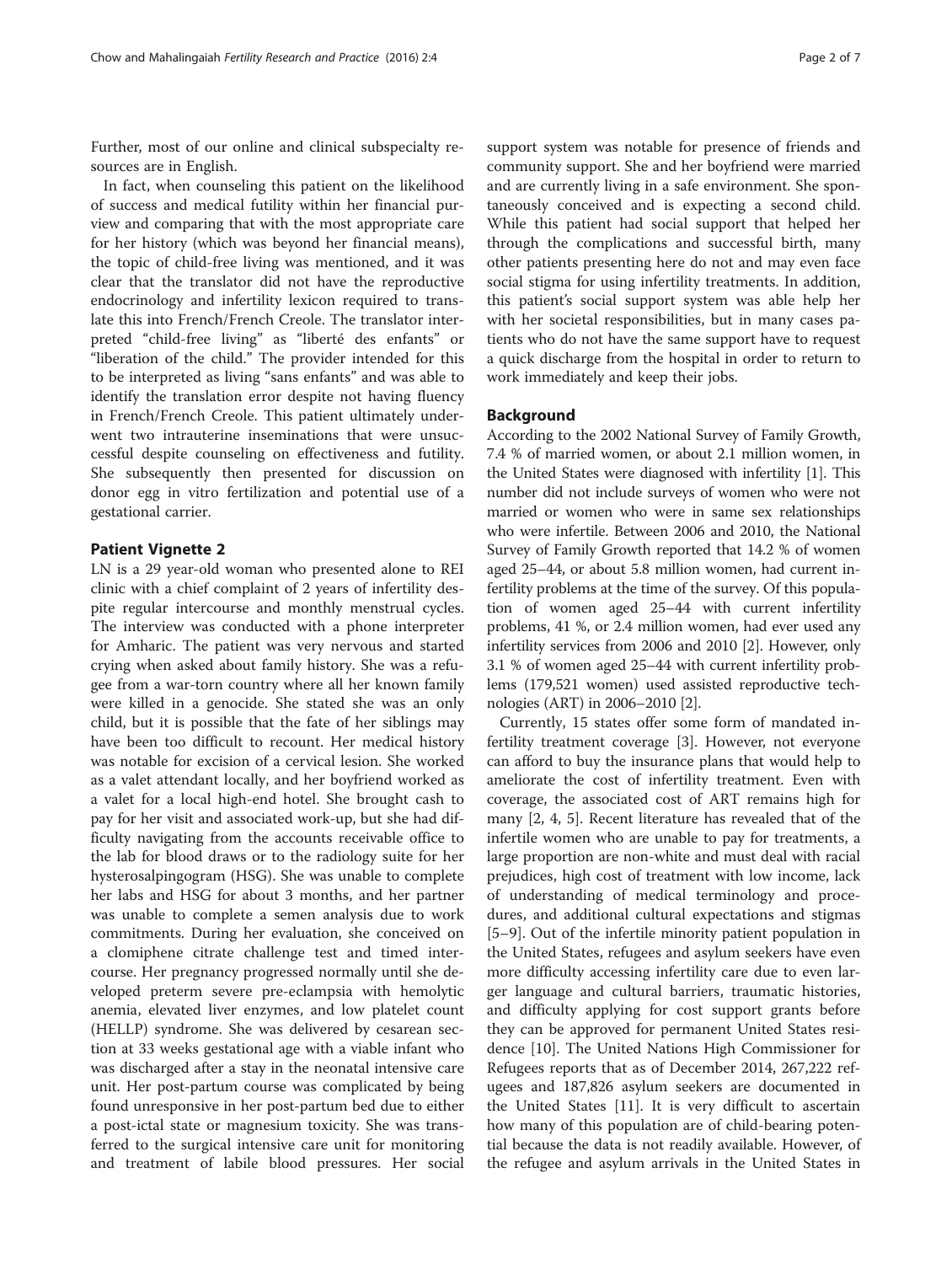Further, most of our online and clinical subspecialty resources are in English.

In fact, when counseling this patient on the likelihood of success and medical futility within her financial purview and comparing that with the most appropriate care for her history (which was beyond her financial means), the topic of child-free living was mentioned, and it was clear that the translator did not have the reproductive endocrinology and infertility lexicon required to translate this into French/French Creole. The translator interpreted "child-free living" as "liberté des enfants" or "liberation of the child." The provider intended for this to be interpreted as living "sans enfants" and was able to identify the translation error despite not having fluency in French/French Creole. This patient ultimately underwent two intrauterine inseminations that were unsuccessful despite counseling on effectiveness and futility. She subsequently then presented for discussion on donor egg in vitro fertilization and potential use of a gestational carrier.

## Patient Vignette 2

LN is a 29 year-old woman who presented alone to REI clinic with a chief complaint of 2 years of infertility despite regular intercourse and monthly menstrual cycles. The interview was conducted with a phone interpreter for Amharic. The patient was very nervous and started crying when asked about family history. She was a refugee from a war-torn country where all her known family were killed in a genocide. She stated she was an only child, but it is possible that the fate of her siblings may have been too difficult to recount. Her medical history was notable for excision of a cervical lesion. She worked as a valet attendant locally, and her boyfriend worked as a valet for a local high-end hotel. She brought cash to pay for her visit and associated work-up, but she had difficulty navigating from the accounts receivable office to the lab for blood draws or to the radiology suite for her hysterosalpingogram (HSG). She was unable to complete her labs and HSG for about 3 months, and her partner was unable to complete a semen analysis due to work commitments. During her evaluation, she conceived on a clomiphene citrate challenge test and timed intercourse. Her pregnancy progressed normally until she developed preterm severe pre-eclampsia with hemolytic anemia, elevated liver enzymes, and low platelet count (HELLP) syndrome. She was delivered by cesarean section at 33 weeks gestational age with a viable infant who was discharged after a stay in the neonatal intensive care unit. Her post-partum course was complicated by being found unresponsive in her post-partum bed due to either a post-ictal state or magnesium toxicity. She was transferred to the surgical intensive care unit for monitoring and treatment of labile blood pressures. Her social support system was notable for presence of friends and community support. She and her boyfriend were married and are currently living in a safe environment. She spontaneously conceived and is expecting a second child. While this patient had social support that helped her through the complications and successful birth, many other patients presenting here do not and may even face social stigma for using infertility treatments. In addition, this patient's social support system was able help her with her societal responsibilities, but in many cases patients who do not have the same support have to request a quick discharge from the hospital in order to return to work immediately and keep their jobs.

## Background

According to the 2002 National Survey of Family Growth, 7.4 % of married women, or about 2.1 million women, in the United States were diagnosed with infertility [1]. This number did not include surveys of women who were not married or women who were in same sex relationships who were infertile. Between 2006 and 2010, the National Survey of Family Growth reported that 14.2 % of women aged 25–44, or about 5.8 million women, had current infertility problems at the time of the survey. Of this population of women aged 25–44 with current infertility problems, 41 %, or 2.4 million women, had ever used any infertility services from 2006 and 2010 [2]. However, only 3.1 % of women aged 25–44 with current infertility problems (179,521 women) used assisted reproductive technologies (ART) in 2006–2010 [2].

Currently, 15 states offer some form of mandated infertility treatment coverage [3]. However, not everyone can afford to buy the insurance plans that would help to ameliorate the cost of infertility treatment. Even with coverage, the associated cost of ART remains high for many [2, 4, 5]. Recent literature has revealed that of the infertile women who are unable to pay for treatments, a large proportion are non-white and must deal with racial prejudices, high cost of treatment with low income, lack of understanding of medical terminology and procedures, and additional cultural expectations and stigmas [5–9]. Out of the infertile minority patient population in the United States, refugees and asylum seekers have even more difficulty accessing infertility care due to even larger language and cultural barriers, traumatic histories, and difficulty applying for cost support grants before they can be approved for permanent United States residence [10]. The United Nations High Commissioner for Refugees reports that as of December 2014, 267,222 refugees and 187,826 asylum seekers are documented in the United States [11]. It is very difficult to ascertain how many of this population are of child-bearing potential because the data is not readily available. However, of the refugee and asylum arrivals in the United States in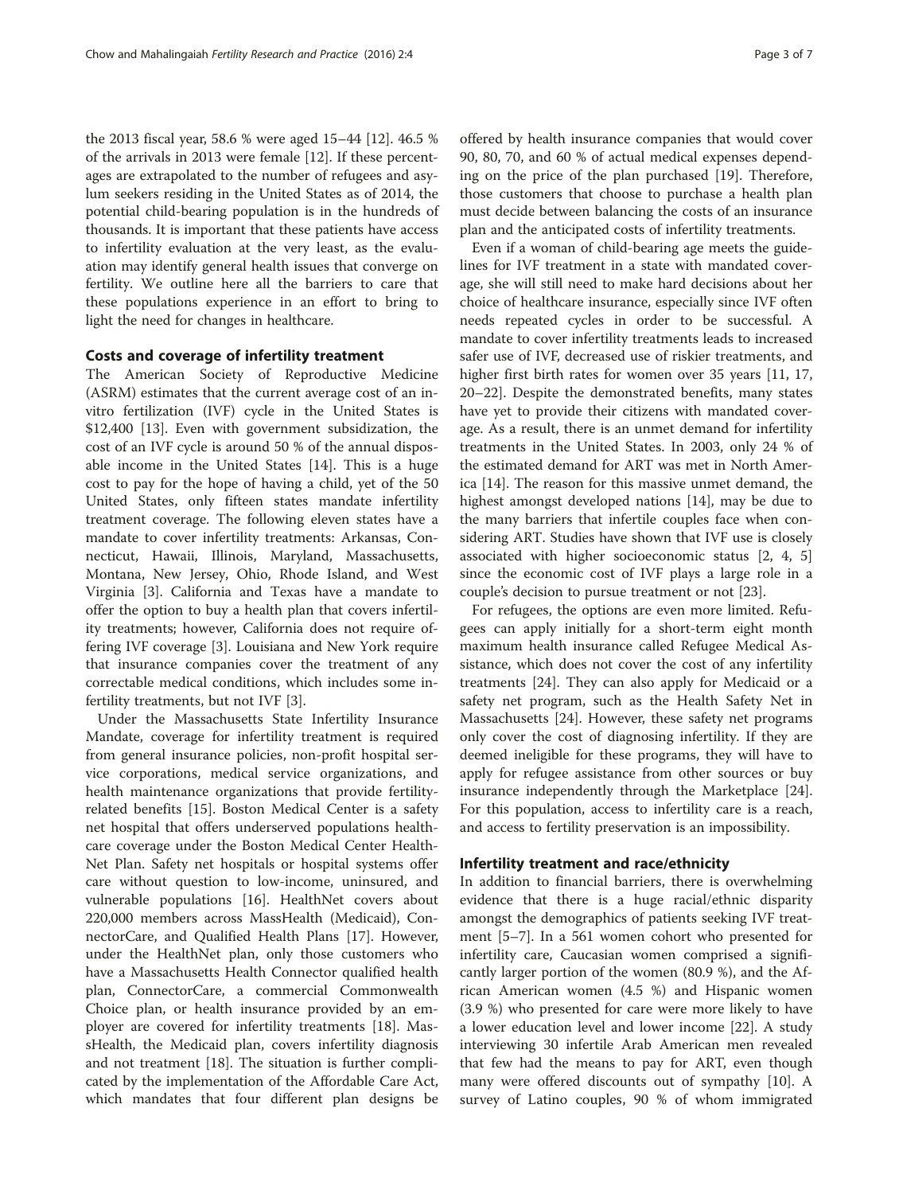the 2013 fiscal year, 58.6 % were aged 15–44 [12]. 46.5 % of the arrivals in 2013 were female [12]. If these percentages are extrapolated to the number of refugees and asylum seekers residing in the United States as of 2014, the potential child-bearing population is in the hundreds of thousands. It is important that these patients have access to infertility evaluation at the very least, as the evaluation may identify general health issues that converge on fertility. We outline here all the barriers to care that these populations experience in an effort to bring to light the need for changes in healthcare.

## Costs and coverage of infertility treatment

The American Society of Reproductive Medicine (ASRM) estimates that the current average cost of an in-vitro fertilization (IVF) cycle in the United States is $12,400 [13]. Even with government subsidization, the cost of an IVF cycle is around 50 % of the annual disposable income in the United States [14]. This is a huge cost to pay for the hope of having a child, yet of the 50 United States, only fifteen states mandate infertility treatment coverage. The following eleven states have a mandate to cover infertility treatments: Arkansas, Connecticut, Hawaii, Illinois, Maryland, Massachusetts, Montana, New Jersey, Ohio, Rhode Island, and West Virginia [3]. California and Texas have a mandate to offer the option to buy a health plan that covers infertility treatments; however, California does not require offering IVF coverage [3]. Louisiana and New York require that insurance companies cover the treatment of any correctable medical conditions, which includes some infertility treatments, but not IVF [3].

Under the Massachusetts State Infertility Insurance Mandate, coverage for infertility treatment is required from general insurance policies, non-profit hospital service corporations, medical service organizations, and health maintenance organizations that provide fertility-related benefits [15]. Boston Medical Center is a safety net hospital that offers underserved populations healthcare coverage under the Boston Medical Center HealthNet Plan. Safety net hospitals or hospital systems offer care without question to low-income, uninsured, and vulnerable populations [16]. HealthNet covers about 220,000 members across MassHealth (Medicaid), ConnectorCare, and Qualified Health Plans [17]. However, under the HealthNet plan, only those customers who have a Massachusetts Health Connector qualified health plan, ConnectorCare, a commercial Commonwealth Choice plan, or health insurance provided by an employer are covered for infertility treatments [18]. MassHealth, the Medicaid plan, covers infertility diagnosis and not treatment [18]. The situation is further complicated by the implementation of the Affordable Care Act, which mandates that four different plan designs be offered by health insurance companies that would cover 90, 80, 70, and 60 % of actual medical expenses depending on the price of the plan purchased [19]. Therefore, those customers that choose to purchase a health plan must decide between balancing the costs of an insurance plan and the anticipated costs of infertility treatments.

Even if a woman of child-bearing age meets the guidelines for IVF treatment in a state with mandated coverage, she will still need to make hard decisions about her choice of healthcare insurance, especially since IVF often needs repeated cycles in order to be successful. A mandate to cover infertility treatments leads to increased safer use of IVF, decreased use of riskier treatments, and higher first birth rates for women over 35 years [11, 17, 20–22]. Despite the demonstrated benefits, many states have yet to provide their citizens with mandated coverage. As a result, there is an unmet demand for infertility treatments in the United States. In 2003, only 24 % of the estimated demand for ART was met in North America [14]. The reason for this massive unmet demand, the highest amongst developed nations [14], may be due to the many barriers that infertile couples face when considering ART. Studies have shown that IVF use is closely associated with higher socioeconomic status [2, 4, 5] since the economic cost of IVF plays a large role in a couple's decision to pursue treatment or not [23].

For refugees, the options are even more limited. Refugees can apply initially for a short-term eight month maximum health insurance called Refugee Medical Assistance, which does not cover the cost of any infertility treatments [24]. They can also apply for Medicaid or a safety net program, such as the Health Safety Net in Massachusetts [24]. However, these safety net programs only cover the cost of diagnosing infertility. If they are deemed ineligible for these programs, they will have to apply for refugee assistance from other sources or buy insurance independently through the Marketplace [24]. For this population, access to infertility care is a reach, and access to fertility preservation is an impossibility.

## Infertility treatment and race/ethnicity

In addition to financial barriers, there is overwhelming evidence that there is a huge racial/ethnic disparity amongst the demographics of patients seeking IVF treatment [5–7]. In a 561 women cohort who presented for infertility care, Caucasian women comprised a significantly larger portion of the women (80.9 %), and the African American women (4.5 %) and Hispanic women (3.9 %) who presented for care were more likely to have a lower education level and lower income [22]. A study interviewing 30 infertile Arab American men revealed that few had the means to pay for ART, even though many were offered discounts out of sympathy [10]. A survey of Latino couples, 90 % of whom immigrated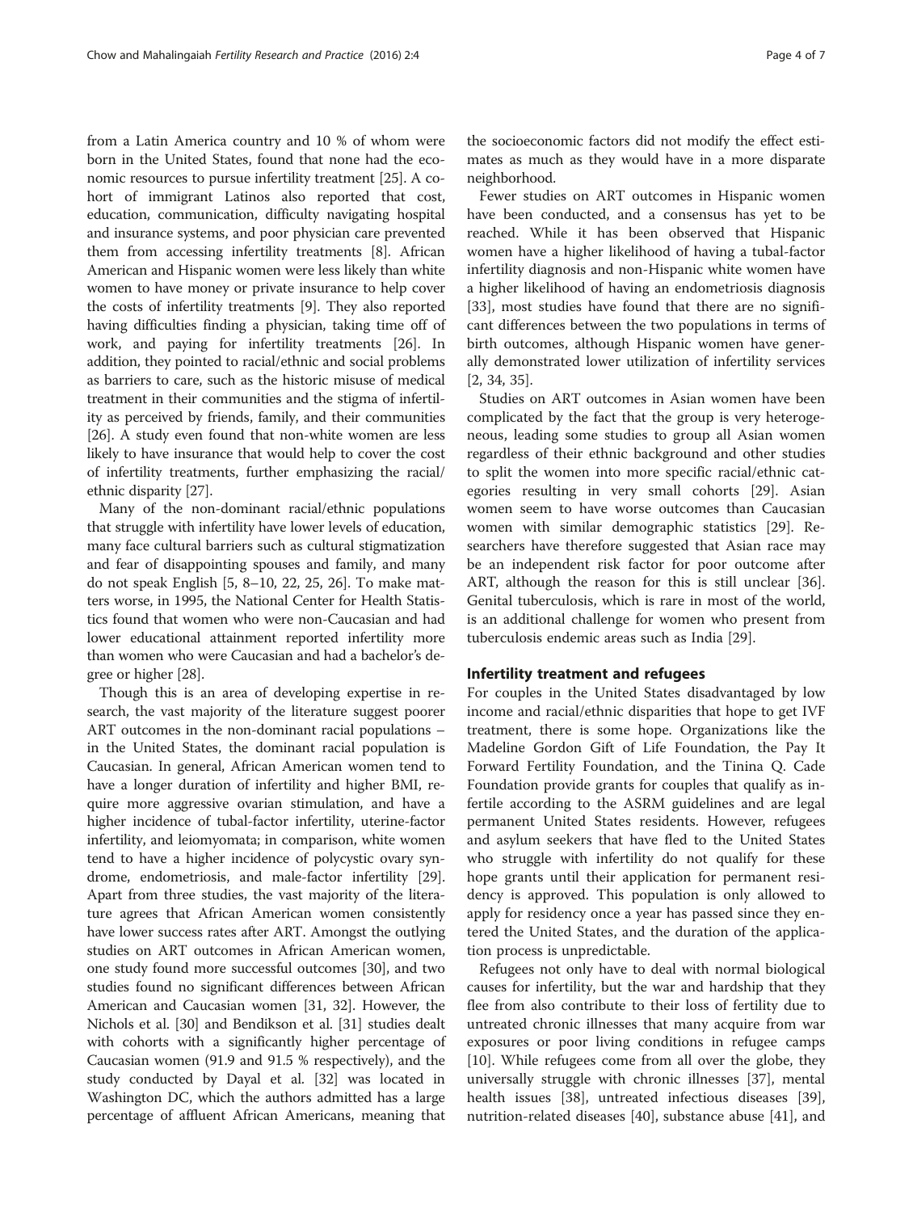from a Latin America country and 10 % of whom were born in the United States, found that none had the economic resources to pursue infertility treatment [25]. A cohort of immigrant Latinos also reported that cost, education, communication, difficulty navigating hospital and insurance systems, and poor physician care prevented them from accessing infertility treatments [8]. African American and Hispanic women were less likely than white women to have money or private insurance to help cover the costs of infertility treatments [9]. They also reported having difficulties finding a physician, taking time off of work, and paying for infertility treatments [26]. In addition, they pointed to racial/ethnic and social problems as barriers to care, such as the historic misuse of medical treatment in their communities and the stigma of infertility as perceived by friends, family, and their communities [26]. A study even found that non-white women are less likely to have insurance that would help to cover the cost of infertility treatments, further emphasizing the racial/ethnic disparity [27].

Many of the non-dominant racial/ethnic populations that struggle with infertility have lower levels of education, many face cultural barriers such as cultural stigmatization and fear of disappointing spouses and family, and many do not speak English [5, 8–10, 22, 25, 26]. To make matters worse, in 1995, the National Center for Health Statistics found that women who were non-Caucasian and had lower educational attainment reported infertility more than women who were Caucasian and had a bachelor's degree or higher [28].

Though this is an area of developing expertise in research, the vast majority of the literature suggest poorer ART outcomes in the non-dominant racial populations – in the United States, the dominant racial population is Caucasian. In general, African American women tend to have a longer duration of infertility and higher BMI, require more aggressive ovarian stimulation, and have a higher incidence of tubal-factor infertility, uterine-factor infertility, and leiomyomata; in comparison, white women tend to have a higher incidence of polycystic ovary syndrome, endometriosis, and male-factor infertility [29]. Apart from three studies, the vast majority of the literature agrees that African American women consistently have lower success rates after ART. Amongst the outlying studies on ART outcomes in African American women, one study found more successful outcomes [30], and two studies found no significant differences between African American and Caucasian women [31, 32]. However, the Nichols et al. [30] and Bendikson et al. [31] studies dealt with cohorts with a significantly higher percentage of Caucasian women (91.9 and 91.5 % respectively), and the study conducted by Dayal et al. [32] was located in Washington DC, which the authors admitted has a large percentage of affluent African Americans, meaning that the socioeconomic factors did not modify the effect estimates as much as they would have in a more disparate neighborhood.

Fewer studies on ART outcomes in Hispanic women have been conducted, and a consensus has yet to be reached. While it has been observed that Hispanic women have a higher likelihood of having a tubal-factor infertility diagnosis and non-Hispanic white women have a higher likelihood of having an endometriosis diagnosis [33], most studies have found that there are no significant differences between the two populations in terms of birth outcomes, although Hispanic women have generally demonstrated lower utilization of infertility services [2, 34, 35].

Studies on ART outcomes in Asian women have been complicated by the fact that the group is very heterogeneous, leading some studies to group all Asian women regardless of their ethnic background and other studies to split the women into more specific racial/ethnic categories resulting in very small cohorts [29]. Asian women seem to have worse outcomes than Caucasian women with similar demographic statistics [29]. Researchers have therefore suggested that Asian race may be an independent risk factor for poor outcome after ART, although the reason for this is still unclear [36]. Genital tuberculosis, which is rare in most of the world, is an additional challenge for women who present from tuberculosis endemic areas such as India [29].

## Infertility treatment and refugees

For couples in the United States disadvantaged by low income and racial/ethnic disparities that hope to get IVF treatment, there is some hope. Organizations like the Madeline Gordon Gift of Life Foundation, the Pay It Forward Fertility Foundation, and the Tinina Q. Cade Foundation provide grants for couples that qualify as infertile according to the ASRM guidelines and are legal permanent United States residents. However, refugees and asylum seekers that have fled to the United States who struggle with infertility do not qualify for these hope grants until their application for permanent residency is approved. This population is only allowed to apply for residency once a year has passed since they entered the United States, and the duration of the application process is unpredictable.

Refugees not only have to deal with normal biological causes for infertility, but the war and hardship that they flee from also contribute to their loss of fertility due to untreated chronic illnesses that many acquire from war exposures or poor living conditions in refugee camps [10]. While refugees come from all over the globe, they universally struggle with chronic illnesses [37], mental health issues [38], untreated infectious diseases [39], nutrition-related diseases [40], substance abuse [41], and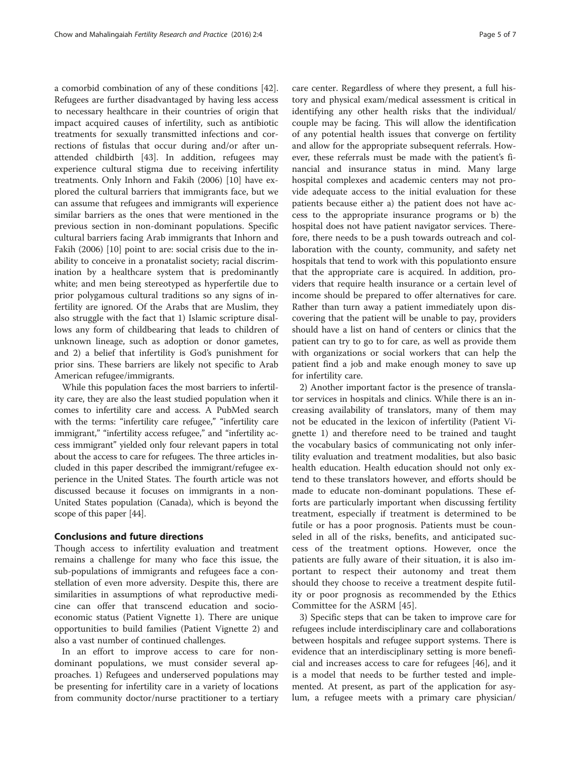a comorbid combination of any of these conditions [42]. Refugees are further disadvantaged by having less access to necessary healthcare in their countries of origin that impact acquired causes of infertility, such as antibiotic treatments for sexually transmitted infections and corrections of fistulas that occur during and/or after unattended childbirth [43]. In addition, refugees may experience cultural stigma due to receiving infertility treatments. Only Inhorn and Fakih (2006) [10] have explored the cultural barriers that immigrants face, but we can assume that refugees and immigrants will experience similar barriers as the ones that were mentioned in the previous section in non-dominant populations. Specific cultural barriers facing Arab immigrants that Inhorn and Fakih (2006) [10] point to are: social crisis due to the inability to conceive in a pronatalist society; racial discrimination by a healthcare system that is predominantly white; and men being stereotyped as hyperfertile due to prior polygamous cultural traditions so any signs of infertility are ignored. Of the Arabs that are Muslim, they also struggle with the fact that 1) Islamic scripture disallows any form of childbearing that leads to children of unknown lineage, such as adoption or donor gametes, and 2) a belief that infertility is God's punishment for prior sins. These barriers are likely not specific to Arab American refugee/immigrants.

While this population faces the most barriers to infertility care, they are also the least studied population when it comes to infertility care and access. A PubMed search with the terms: "infertility care refugee," "infertility care immigrant," "infertility access refugee," and "infertility access immigrant" yielded only four relevant papers in total about the access to care for refugees. The three articles included in this paper described the immigrant/refugee experience in the United States. The fourth article was not discussed because it focuses on immigrants in a non-United States population (Canada), which is beyond the scope of this paper [44].

## Conclusions and future directions

Though access to infertility evaluation and treatment remains a challenge for many who face this issue, the sub-populations of immigrants and refugees face a constellation of even more adversity. Despite this, there are similarities in assumptions of what reproductive medicine can offer that transcend education and socioeconomic status (Patient Vignette 1). There are unique opportunities to build families (Patient Vignette 2) and also a vast number of continued challenges.

In an effort to improve access to care for non-dominant populations, we must consider several approaches. 1) Refugees and underserved populations may be presenting for infertility care in a variety of locations from community doctor/nurse practitioner to a tertiary care center. Regardless of where they present, a full history and physical exam/medical assessment is critical in identifying any other health risks that the individual/couple may be facing. This will allow the identification of any potential health issues that converge on fertility and allow for the appropriate subsequent referrals. However, these referrals must be made with the patient's financial and insurance status in mind. Many large hospital complexes and academic centers may not provide adequate access to the initial evaluation for these patients because either a) the patient does not have access to the appropriate insurance programs or b) the hospital does not have patient navigator services. Therefore, there needs to be a push towards outreach and collaboration with the county, community, and safety net hospitals that tend to work with this populationto ensure that the appropriate care is acquired. In addition, providers that require health insurance or a certain level of income should be prepared to offer alternatives for care. Rather than turn away a patient immediately upon discovering that the patient will be unable to pay, providers should have a list on hand of centers or clinics that the patient can try to go to for care, as well as provide them with organizations or social workers that can help the patient find a job and make enough money to save up for infertility care.

2) Another important factor is the presence of translator services in hospitals and clinics. While there is an increasing availability of translators, many of them may not be educated in the lexicon of infertility (Patient Vignette 1) and therefore need to be trained and taught the vocabulary basics of communicating not only infertility evaluation and treatment modalities, but also basic health education. Health education should not only extend to these translators however, and efforts should be made to educate non-dominant populations. These efforts are particularly important when discussing fertility treatment, especially if treatment is determined to be futile or has a poor prognosis. Patients must be counseled in all of the risks, benefits, and anticipated success of the treatment options. However, once the patients are fully aware of their situation, it is also important to respect their autonomy and treat them should they choose to receive a treatment despite futility or poor prognosis as recommended by the Ethics Committee for the ASRM [45].

3) Specific steps that can be taken to improve care for refugees include interdisciplinary care and collaborations between hospitals and refugee support systems. There is evidence that an interdisciplinary setting is more beneficial and increases access to care for refugees [46], and it is a model that needs to be further tested and implemented. At present, as part of the application for asylum, a refugee meets with a primary care physician/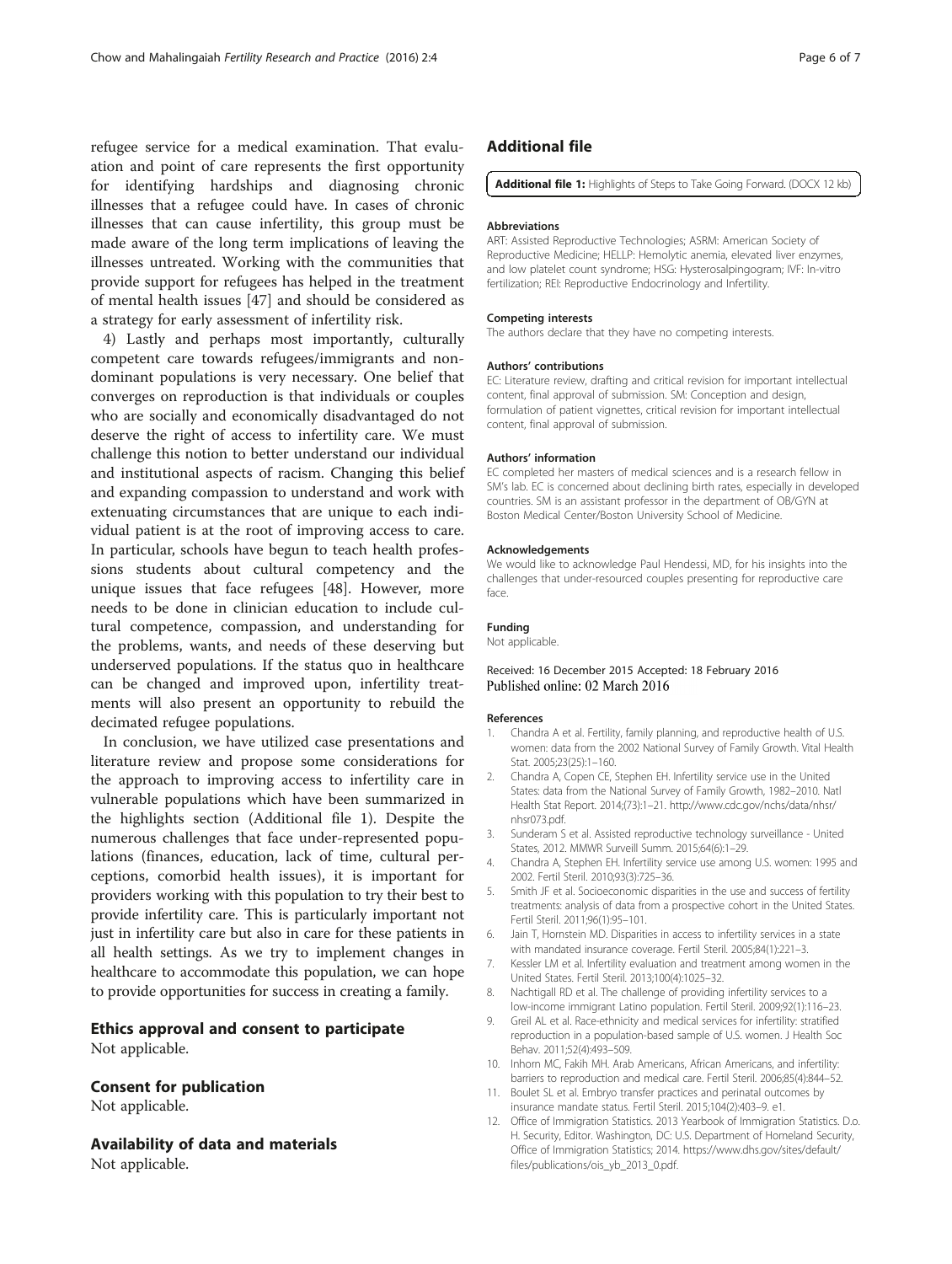refugee service for a medical examination. That evaluation and point of care represents the first opportunity for identifying hardships and diagnosing chronic illnesses that a refugee could have. In cases of chronic illnesses that can cause infertility, this group must be made aware of the long term implications of leaving the illnesses untreated. Working with the communities that provide support for refugees has helped in the treatment of mental health issues [47] and should be considered as a strategy for early assessment of infertility risk.

4) Lastly and perhaps most importantly, culturally competent care towards refugees/immigrants and non-dominant populations is very necessary. One belief that converges on reproduction is that individuals or couples who are socially and economically disadvantaged do not deserve the right of access to infertility care. We must challenge this notion to better understand our individual and institutional aspects of racism. Changing this belief and expanding compassion to understand and work with extenuating circumstances that are unique to each individual patient is at the root of improving access to care. In particular, schools have begun to teach health professions students about cultural competency and the unique issues that face refugees [48]. However, more needs to be done in clinician education to include cultural competence, compassion, and understanding for the problems, wants, and needs of these deserving but underserved populations. If the status quo in healthcare can be changed and improved upon, infertility treatments will also present an opportunity to rebuild the decimated refugee populations.

In conclusion, we have utilized case presentations and literature review and propose some considerations for the approach to improving access to infertility care in vulnerable populations which have been summarized in the highlights section (Additional file 1). Despite the numerous challenges that face under-represented populations (finances, education, lack of time, cultural perceptions, comorbid health issues), it is important for providers working with this population to try their best to provide infertility care. This is particularly important not just in infertility care but also in care for these patients in all health settings. As we try to implement changes in healthcare to accommodate this population, we can hope to provide opportunities for success in creating a family.

## Ethics approval and consent to participate

Not applicable.

## Consent for publication

Not applicable.

## Availability of data and materials

Not applicable.

## Additional file

**Additional file 1:** Highlights of Steps to Take Going Forward. (DOCX 12 kb)

#### Abbreviations

ART: Assisted Reproductive Technologies; ASRM: American Society of Reproductive Medicine; HELLP: Hemolytic anemia, elevated liver enzymes, and low platelet count syndrome; HSG: Hysterosalpingogram; IVF: In-vitro fertilization; REI: Reproductive Endocrinology and Infertility.

#### Competing interests

The authors declare that they have no competing interests.

#### Authors' contributions

EC: Literature review, drafting and critical revision for important intellectual content, final approval of submission. SM: Conception and design, formulation of patient vignettes, critical revision for important intellectual content, final approval of submission.

#### Authors' information

EC completed her masters of medical sciences and is a research fellow in SM's lab. EC is concerned about declining birth rates, especially in developed countries. SM is an assistant professor in the department of OB/GYN at Boston Medical Center/Boston University School of Medicine.

#### Acknowledgements

We would like to acknowledge Paul Hendessi, MD, for his insights into the challenges that under-resourced couples presenting for reproductive care face.

#### Funding

Not applicable.

Received: 16 December 2015 Accepted: 18 February 2016
Published online: 02 March 2016

#### References

1. Chandra A et al. Fertility, family planning, and reproductive health of U.S. women: data from the 2002 National Survey of Family Growth. Vital Health Stat. 2005;23(25):1–160.
2. Chandra A, Copen CE, Stephen EH. Infertility service use in the United States: data from the National Survey of Family Growth, 1982–2010. Natl Health Stat Report. 2014;(73):1–21. http://www.cdc.gov/nchs/data/nhsr/nhsr073.pdf.
3. Sunderam S et al. Assisted reproductive technology surveillance - United States, 2012. MMWR Surveill Summ. 2015;64(6):1–29.
4. Chandra A, Stephen EH. Infertility service use among U.S. women: 1995 and 2002. Fertil Steril. 2010;93(3):725–36.
5. Smith JF et al. Socioeconomic disparities in the use and success of fertility treatments: analysis of data from a prospective cohort in the United States. Fertil Steril. 2011;96(1):95–101.
6. Jain T, Hornstein MD. Disparities in access to infertility services in a state with mandated insurance coverage. Fertil Steril. 2005;84(1):221–3.
7. Kessler LM et al. Infertility evaluation and treatment among women in the United States. Fertil Steril. 2013;100(4):1025–32.
8. Nachtigall RD et al. The challenge of providing infertility services to a low-income immigrant Latino population. Fertil Steril. 2009;92(1):116–23.
9. Greil AL et al. Race-ethnicity and medical services for infertility: stratified reproduction in a population-based sample of U.S. women. J Health Soc Behav. 2011;52(4):493–509.
10. Inhorn MC, Fakih MH. Arab Americans, African Americans, and infertility: barriers to reproduction and medical care. Fertil Steril. 2006;85(4):844–52.
11. Boulet SL et al. Embryo transfer practices and perinatal outcomes by insurance mandate status. Fertil Steril. 2015;104(2):403–9. e1.
12. Office of Immigration Statistics. 2013 Yearbook of Immigration Statistics. D.o. H. Security, Editor. Washington, DC: U.S. Department of Homeland Security, Office of Immigration Statistics; 2014. https://www.dhs.gov/sites/default/files/publications/ois_yb_2013_0.pdf.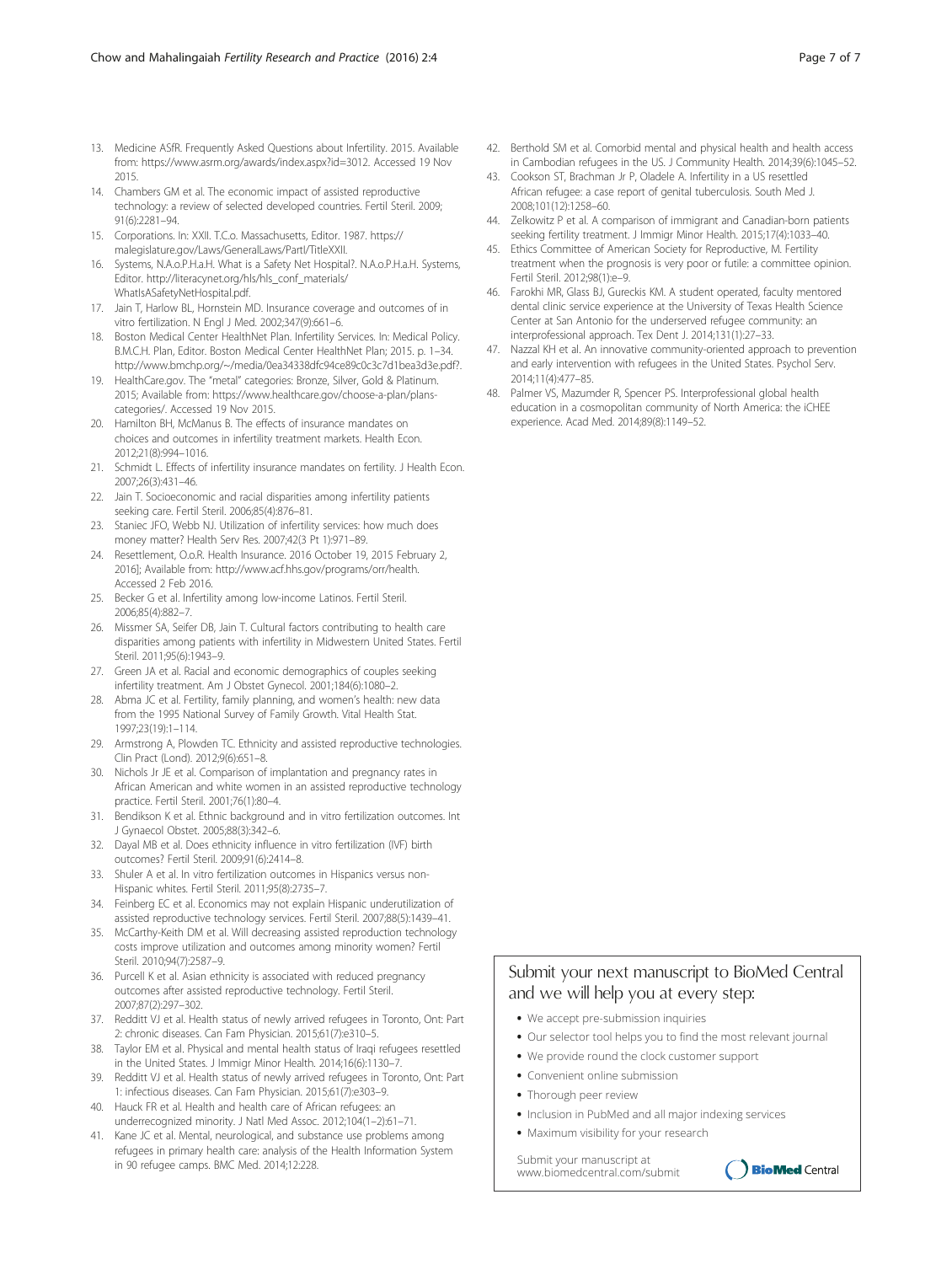13. Medicine ASfR. Frequently Asked Questions about Infertility. 2015. Available from: https://www.asrm.org/awards/index.aspx?id=3012. Accessed 19 Nov 2015.
14. Chambers GM et al. The economic impact of assisted reproductive technology: a review of selected developed countries. Fertil Steril. 2009; 91(6):2281–94.
15. Corporations. In: XXII. T.C.o. Massachusetts, Editor. 1987. https://malegislature.gov/Laws/GeneralLaws/PartI/TitleXXII.
16. Systems, N.A.o.P.H.a.H. What is a Safety Net Hospital?. N.A.o.P.H.a.H. Systems, Editor. http://literacynet.org/hls/hls_conf_materials/WhatIsASafetyNetHospital.pdf.
17. Jain T, Harlow BL, Hornstein MD. Insurance coverage and outcomes of in vitro fertilization. N Engl J Med. 2002;347(9):661–6.
18. Boston Medical Center HealthNet Plan. Infertility Services. In: Medical Policy. B.M.C.H. Plan, Editor. Boston Medical Center HealthNet Plan; 2015. p. 1–34. http://www.bmchp.org/~/media/0ea34338dfc94ce89c0c3c7d1bea3d3e.pdf?.
19. HealthCare.gov. The "metal" categories: Bronze, Silver, Gold & Platinum. 2015; Available from: https://www.healthcare.gov/choose-a-plan/plans-categories/. Accessed 19 Nov 2015.
20. Hamilton BH, McManus B. The effects of insurance mandates on choices and outcomes in infertility treatment markets. Health Econ. 2012;21(8):994–1016.
21. Schmidt L. Effects of infertility insurance mandates on fertility. J Health Econ. 2007;26(3):431–46.
22. Jain T. Socioeconomic and racial disparities among infertility patients seeking care. Fertil Steril. 2006;85(4):876–81.
23. Staniec JFO, Webb NJ. Utilization of infertility services: how much does money matter? Health Serv Res. 2007;42(3 Pt 1):971–89.
24. Resettlement, O.o.R. Health Insurance. 2016 October 19, 2015 February 2, 2016]; Available from: http://www.acf.hhs.gov/programs/orr/health. Accessed 2 Feb 2016.
25. Becker G et al. Infertility among low-income Latinos. Fertil Steril. 2006;85(4):882–7.
26. Missmer SA, Seifer DB, Jain T. Cultural factors contributing to health care disparities among patients with infertility in Midwestern United States. Fertil Steril. 2011;95(6):1943–9.
27. Green JA et al. Racial and economic demographics of couples seeking infertility treatment. Am J Obstet Gynecol. 2001;184(6):1080–2.
28. Abma JC et al. Fertility, family planning, and women's health: new data from the 1995 National Survey of Family Growth. Vital Health Stat. 1997;23(19):1–114.
29. Armstrong A, Plowden TC. Ethnicity and assisted reproductive technologies. Clin Pract (Lond). 2012;9(6):651–8.
30. Nichols Jr JE et al. Comparison of implantation and pregnancy rates in African American and white women in an assisted reproductive technology practice. Fertil Steril. 2001;76(1):80–4.
31. Bendikson K et al. Ethnic background and in vitro fertilization outcomes. Int J Gynaecol Obstet. 2005;88(3):342–6.
32. Dayal MB et al. Does ethnicity influence in vitro fertilization (IVF) birth outcomes? Fertil Steril. 2009;91(6):2414–8.
33. Shuler A et al. In vitro fertilization outcomes in Hispanics versus non-Hispanic whites. Fertil Steril. 2011;95(8):2735–7.
34. Feinberg EC et al. Economics may not explain Hispanic underutilization of assisted reproductive technology services. Fertil Steril. 2007;88(5):1439–41.
35. McCarthy-Keith DM et al. Will decreasing assisted reproduction technology costs improve utilization and outcomes among minority women? Fertil Steril. 2010;94(7):2587–9.
36. Purcell K et al. Asian ethnicity is associated with reduced pregnancy outcomes after assisted reproductive technology. Fertil Steril. 2007;87(2):297–302.
37. Redditt VJ et al. Health status of newly arrived refugees in Toronto, Ont: Part 2: chronic diseases. Can Fam Physician. 2015;61(7):e310–5.
38. Taylor EM et al. Physical and mental health status of Iraqi refugees resettled in the United States. J Immigr Minor Health. 2014;16(6):1130–7.
39. Redditt VJ et al. Health status of newly arrived refugees in Toronto, Ont: Part 1: infectious diseases. Can Fam Physician. 2015;61(7):e303–9.
40. Hauck FR et al. Health and health care of African refugees: an underrecognized minority. J Natl Med Assoc. 2012;104(1–2):61–71.
41. Kane JC et al. Mental, neurological, and substance use problems among refugees in primary health care: analysis of the Health Information System in 90 refugee camps. BMC Med. 2014;12:228.
42. Berthold SM et al. Comorbid mental and physical health and health access in Cambodian refugees in the US. J Community Health. 2014;39(6):1045–52.
43. Cookson ST, Brachman Jr P, Oladele A. Infertility in a US resettled African refugee: a case report of genital tuberculosis. South Med J. 2008;101(12):1258–60.
44. Zelkowitz P et al. A comparison of immigrant and Canadian-born patients seeking fertility treatment. J Immigr Minor Health. 2015;17(4):1033–40.
45. Ethics Committee of American Society for Reproductive, M. Fertility treatment when the prognosis is very poor or futile: a committee opinion. Fertil Steril. 2012;98(1):e–9.
46. Farokhi MR, Glass BJ, Gureckis KM. A student operated, faculty mentored dental clinic service experience at the University of Texas Health Science Center at San Antonio for the underserved refugee community: an interprofessional approach. Tex Dent J. 2014;131(1):27–33.
47. Nazzal KH et al. An innovative community-oriented approach to prevention and early intervention with refugees in the United States. Psychol Serv. 2014;11(4):477–85.
48. Palmer VS, Mazumder R, Spencer PS. Interprofessional global health education in a cosmopolitan community of North America: the iCHEE experience. Acad Med. 2014;89(8):1149–52.

Submit your next manuscript to BioMed Central and we will help you at every step:

- We accept pre-submission inquiries
- Our selector tool helps you to find the most relevant journal
- We provide round the clock customer support
- Convenient online submission
- Thorough peer review
- Inclusion in PubMed and all major indexing services
- Maximum visibility for your research

Submit your manuscript at www.biomedcentral.com/submit

BioMed Central